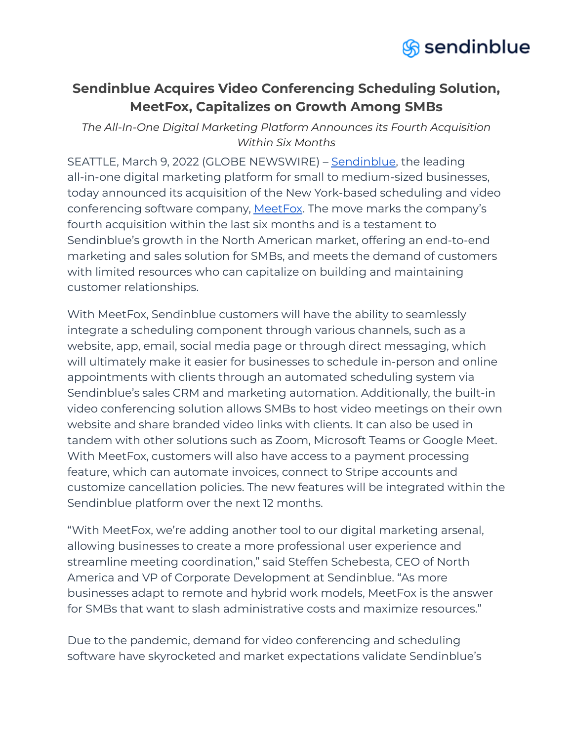# Sendinblue Acquires Video Conferencing Scheduling Solution, MeetFox, Capitalizes on Growth Among SMBs

*The All-In-One Digital Marketing Platform Announces its Fourth Acquisition Within Six Months*

SEATTLE, March 9, 2022 (GLOBE NEWSWIRE) – [Sendinblue](), the leading all-in-one digital marketing platform for small to medium-sized businesses, today announced its acquisition of the New York-based scheduling and video conferencing software company, [MeetFox](). The move marks the company's fourth acquisition within the last six months and is a testament to Sendinblue's growth in the North American market, offering an end-to-end marketing and sales solution for SMBs, and meets the demand of customers with limited resources who can capitalize on building and maintaining customer relationships.

With MeetFox, Sendinblue customers will have the ability to seamlessly integrate a scheduling component through various channels, such as a website, app, email, social media page or through direct messaging, which will ultimately make it easier for businesses to schedule in-person and online appointments with clients through an automated scheduling system via Sendinblue's sales CRM and marketing automation. Additionally, the built-in video conferencing solution allows SMBs to host video meetings on their own website and share branded video links with clients. It can also be used in tandem with other solutions such as Zoom, Microsoft Teams or Google Meet. With MeetFox, customers will also have access to a payment processing feature, which can automate invoices, connect to Stripe accounts and customize cancellation policies. The new features will be integrated within the Sendinblue platform over the next 12 months.

"With MeetFox, we're adding another tool to our digital marketing arsenal, allowing businesses to create a more professional user experience and streamline meeting coordination," said Steffen Schebesta, CEO of North America and VP of Corporate Development at Sendinblue. "As more businesses adapt to remote and hybrid work models, MeetFox is the answer for SMBs that want to slash administrative costs and maximize resources."

Due to the pandemic, demand for video conferencing and scheduling software have skyrocketed and market expectations validate Sendinblue's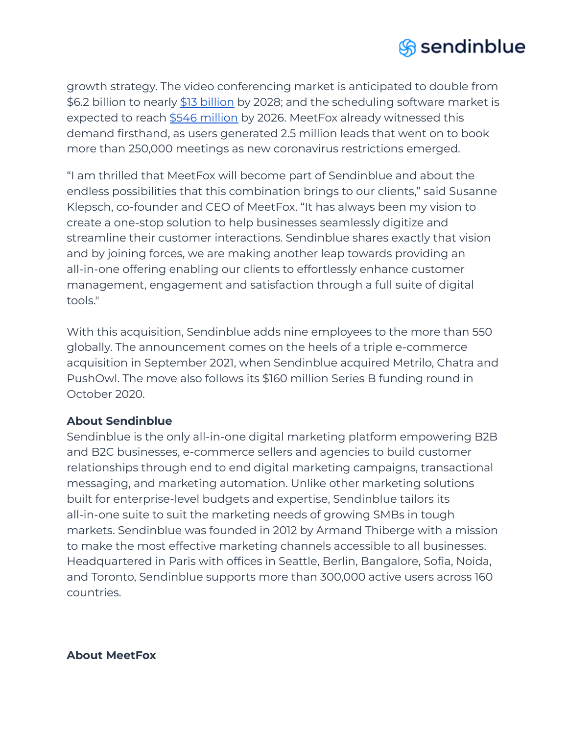growth strategy. The video conferencing market is anticipated to double from $6.2 billion to nearly [$13 billion](#) by 2028; and the scheduling software market is expected to reach [$546 million](#) by 2026. MeetFox already witnessed this demand firsthand, as users generated 2.5 million leads that went on to book more than 250,000 meetings as new coronavirus restrictions emerged.

“I am thrilled that MeetFox will become part of Sendinblue and about the endless possibilities that this combination brings to our clients,” said Susanne Klepsch, co-founder and CEO of MeetFox. “It has always been my vision to create a one-stop solution to help businesses seamlessly digitize and streamline their customer interactions. Sendinblue shares exactly that vision and by joining forces, we are making another leap towards providing an all-in-one offering enabling our clients to effortlessly enhance customer management, engagement and satisfaction through a full suite of digital tools."

With this acquisition, Sendinblue adds nine employees to the more than 550 globally. The announcement comes on the heels of a triple e-commerce acquisition in September 2021, when Sendinblue acquired Metrilo, Chatra and PushOwl. The move also follows its $160 million Series B funding round in October 2020.

**About Sendinblue**

Sendinblue is the only all-in-one digital marketing platform empowering B2B and B2C businesses, e-commerce sellers and agencies to build customer relationships through end to end digital marketing campaigns, transactional messaging, and marketing automation. Unlike other marketing solutions built for enterprise-level budgets and expertise, Sendinblue tailors its all-in-one suite to suit the marketing needs of growing SMBs in tough markets. Sendinblue was founded in 2012 by Armand Thiberge with a mission to make the most effective marketing channels accessible to all businesses. Headquartered in Paris with offices in Seattle, Berlin, Bangalore, Sofia, Noida, and Toronto, Sendinblue supports more than 300,000 active users across 160 countries.

**About MeetFox**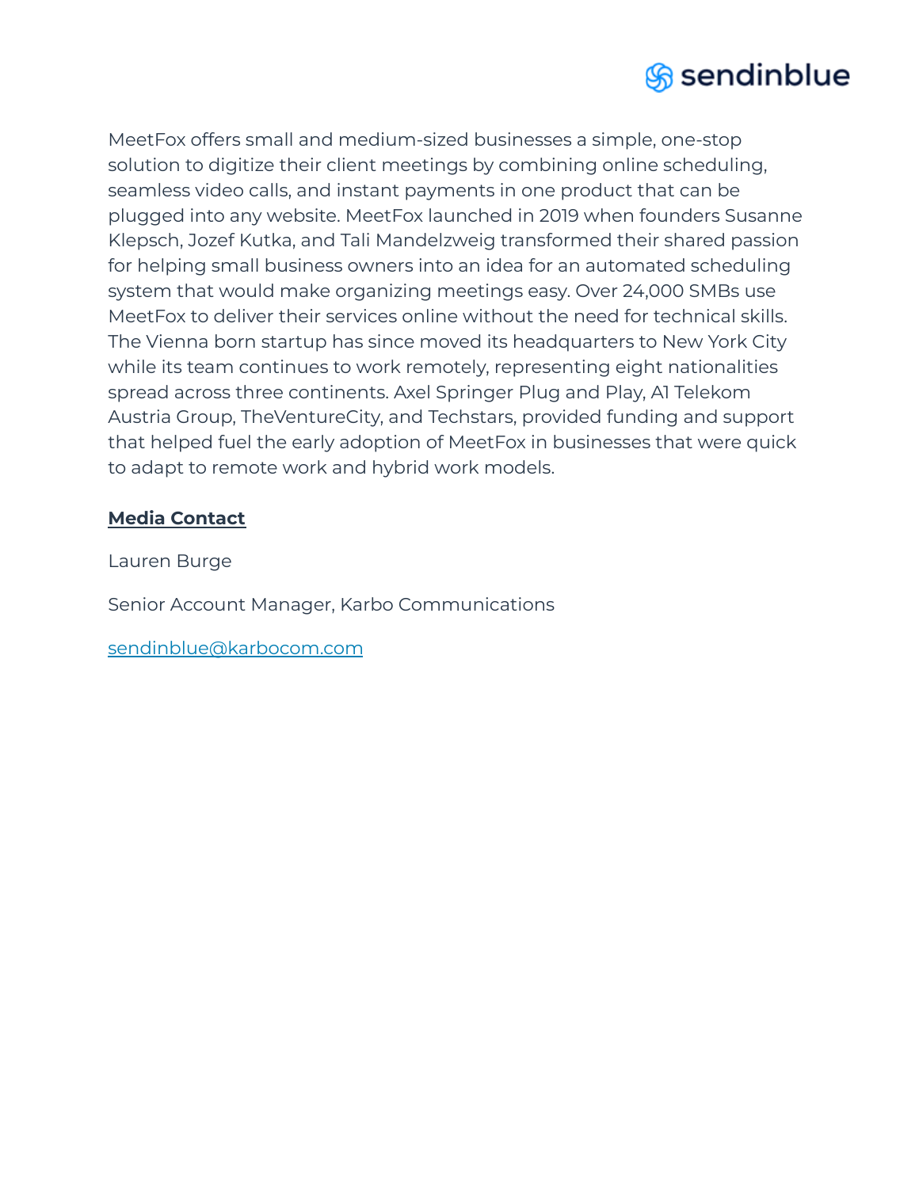MeetFox offers small and medium-sized businesses a simple, one-stop solution to digitize their client meetings by combining online scheduling, seamless video calls, and instant payments in one product that can be plugged into any website. MeetFox launched in 2019 when founders Susanne Klepsch, Jozef Kutka, and Tali Mandelzweig transformed their shared passion for helping small business owners into an idea for an automated scheduling system that would make organizing meetings easy. Over 24,000 SMBs use MeetFox to deliver their services online without the need for technical skills. The Vienna born startup has since moved its headquarters to New York City while its team continues to work remotely, representing eight nationalities spread across three continents. Axel Springer Plug and Play, A1 Telekom Austria Group, TheVentureCity, and Techstars, provided funding and support that helped fuel the early adoption of MeetFox in businesses that were quick to adapt to remote work and hybrid work models.

**Media Contact**

Lauren Burge

Senior Account Manager, Karbo Communications

sendinblue@karbocom.com